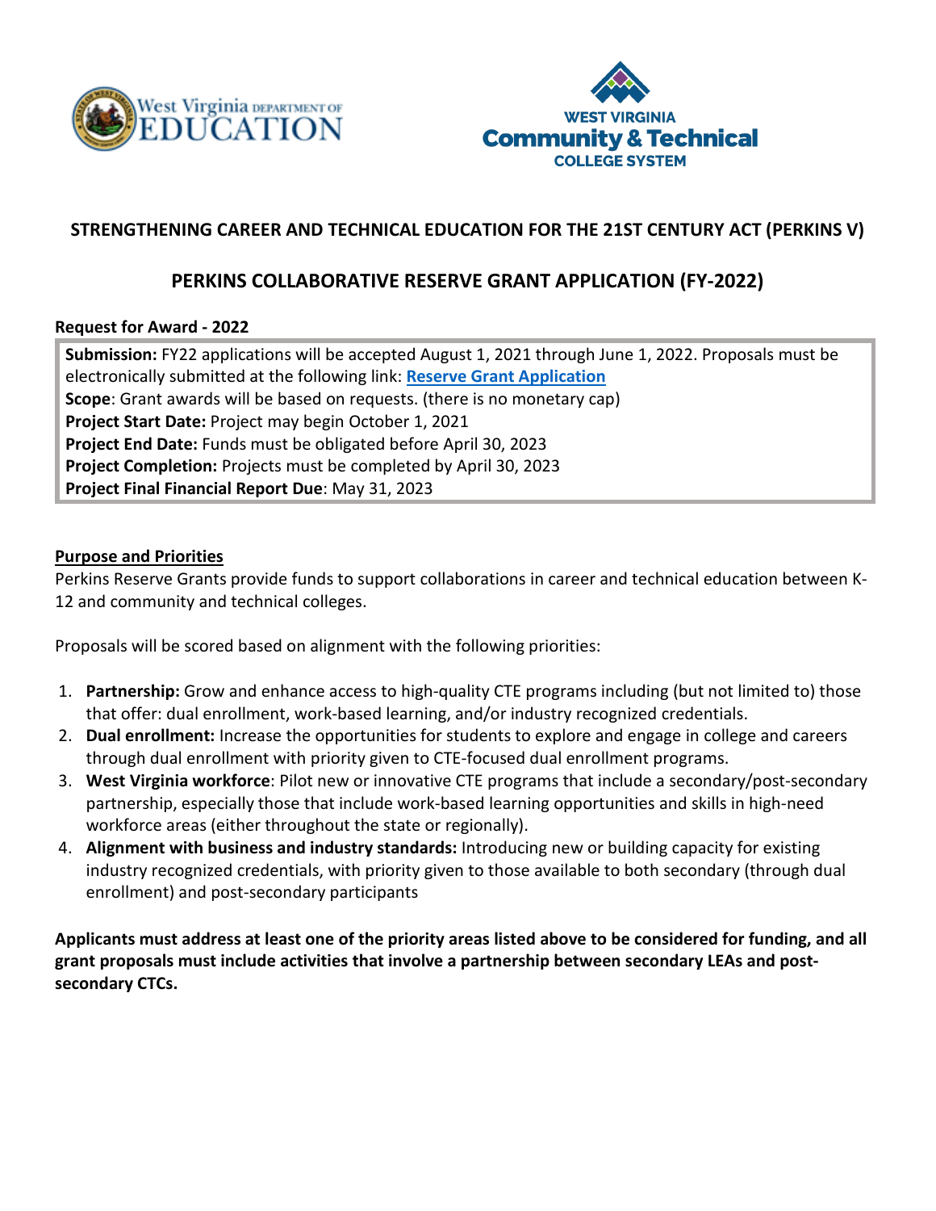West Virginia DEPARTMENT OF EDUCATION

WEST VIRGINIA Community & Technical COLLEGE SYSTEM

## STRENGTHENING CAREER AND TECHNICAL EDUCATION FOR THE 21ST CENTURY ACT (PERKINS V)

## PERKINS COLLABORATIVE RESERVE GRANT APPLICATION (FY-2022)

**Request for Award - 2022**

**Submission:** FY22 applications will be accepted August 1, 2021 through June 1, 2022. Proposals must be electronically submitted at the following link: **Reserve Grant Application**
**Scope**: Grant awards will be based on requests. (there is no monetary cap)
**Project Start Date:** Project may begin October 1, 2021
**Project End Date:** Funds must be obligated before April 30, 2023
**Project Completion:** Projects must be completed by April 30, 2023
**Project Final Financial Report Due**: May 31, 2023

### Purpose and Priorities

Perkins Reserve Grants provide funds to support collaborations in career and technical education between K-12 and community and technical colleges.

Proposals will be scored based on alignment with the following priorities:

1. **Partnership:** Grow and enhance access to high-quality CTE programs including (but not limited to) those that offer: dual enrollment, work-based learning, and/or industry recognized credentials.
2. **Dual enrollment:** Increase the opportunities for students to explore and engage in college and careers through dual enrollment with priority given to CTE-focused dual enrollment programs.
3. **West Virginia workforce**: Pilot new or innovative CTE programs that include a secondary/post-secondary partnership, especially those that include work-based learning opportunities and skills in high-need workforce areas (either throughout the state or regionally).
4. **Alignment with business and industry standards:** Introducing new or building capacity for existing industry recognized credentials, with priority given to those available to both secondary (through dual enrollment) and post-secondary participants

**Applicants must address at least one of the priority areas listed above to be considered for funding, and all grant proposals must include activities that involve a partnership between secondary LEAs and post-secondary CTCs.**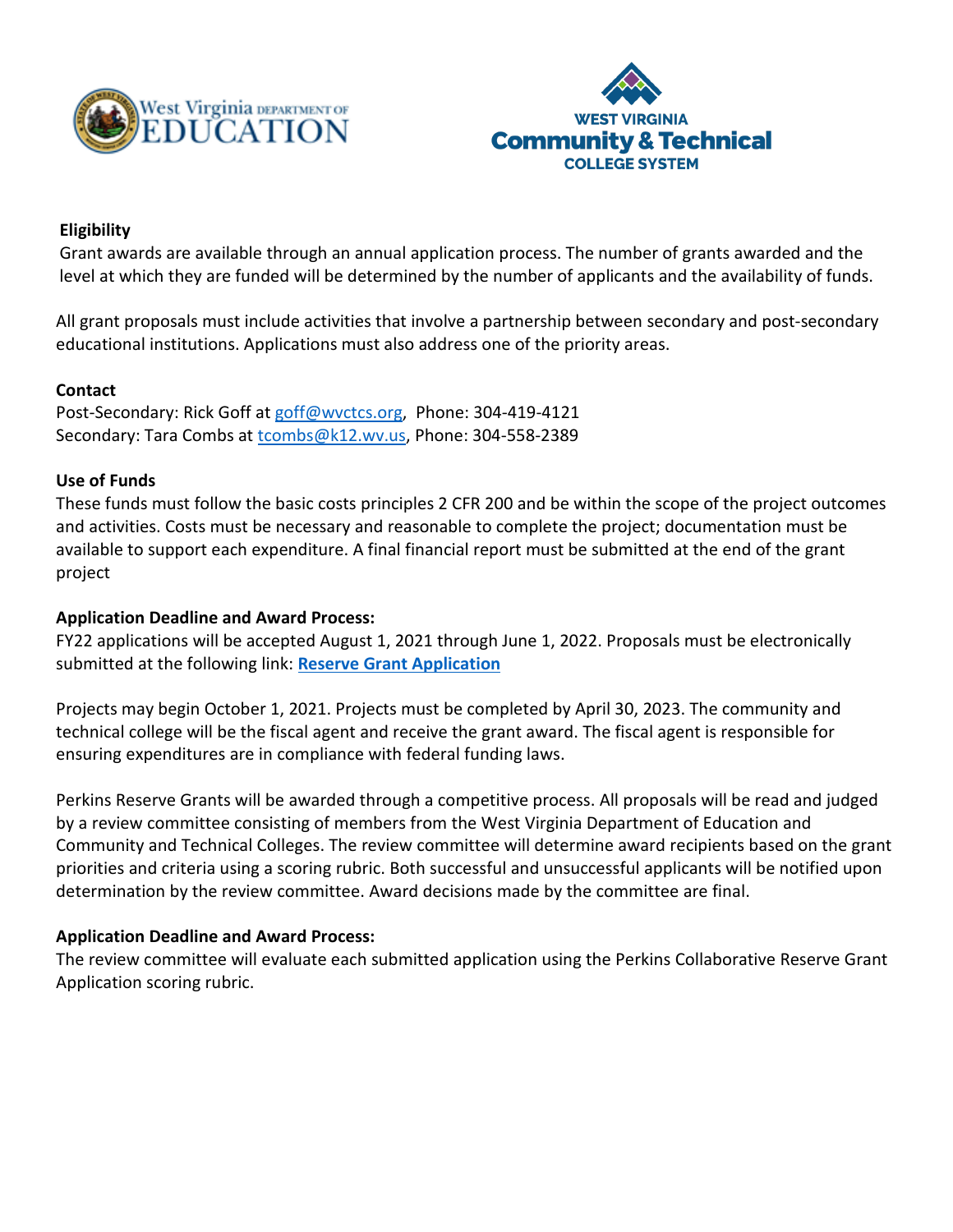### Eligibility

Grant awards are available through an annual application process. The number of grants awarded and the level at which they are funded will be determined by the number of applicants and the availability of funds.

All grant proposals must include activities that involve a partnership between secondary and post-secondary educational institutions. Applications must also address one of the priority areas.

### Contact

Post-Secondary: Rick Goff at goff@wvctcs.org, Phone: 304-419-4121
Secondary: Tara Combs at tcombs@k12.wv.us, Phone: 304-558-2389

### Use of Funds

These funds must follow the basic costs principles 2 CFR 200 and be within the scope of the project outcomes and activities. Costs must be necessary and reasonable to complete the project; documentation must be available to support each expenditure. A final financial report must be submitted at the end of the grant project

### Application Deadline and Award Process:

FY22 applications will be accepted August 1, 2021 through June 1, 2022. Proposals must be electronically submitted at the following link: **Reserve Grant Application**

Projects may begin October 1, 2021. Projects must be completed by April 30, 2023. The community and technical college will be the fiscal agent and receive the grant award. The fiscal agent is responsible for ensuring expenditures are in compliance with federal funding laws.

Perkins Reserve Grants will be awarded through a competitive process. All proposals will be read and judged by a review committee consisting of members from the West Virginia Department of Education and Community and Technical Colleges. The review committee will determine award recipients based on the grant priorities and criteria using a scoring rubric. Both successful and unsuccessful applicants will be notified upon determination by the review committee. Award decisions made by the committee are final.

### Application Deadline and Award Process:

The review committee will evaluate each submitted application using the Perkins Collaborative Reserve Grant Application scoring rubric.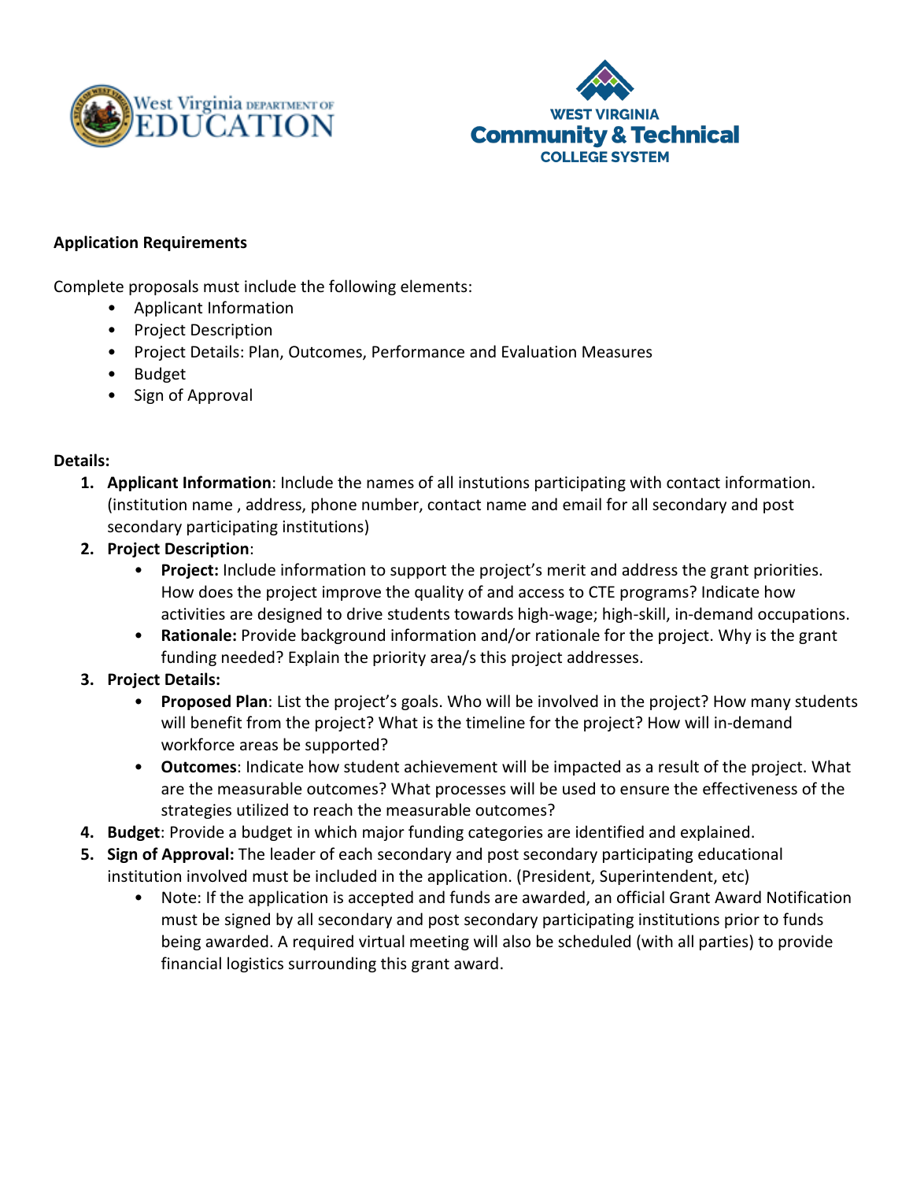**Application Requirements**

Complete proposals must include the following elements:

- Applicant Information
- Project Description
- Project Details: Plan, Outcomes, Performance and Evaluation Measures
- Budget
- Sign of Approval

**Details:**

1. **Applicant Information**: Include the names of all instutions participating with contact information. (institution name , address, phone number, contact name and email for all secondary and post secondary participating institutions)
2. **Project Description**:
   - **Project:** Include information to support the project's merit and address the grant priorities. How does the project improve the quality of and access to CTE programs? Indicate how activities are designed to drive students towards high-wage; high-skill, in-demand occupations.
   - **Rationale:** Provide background information and/or rationale for the project. Why is the grant funding needed? Explain the priority area/s this project addresses.
3. **Project Details:**
   - **Proposed Plan**: List the project's goals. Who will be involved in the project? How many students will benefit from the project? What is the timeline for the project? How will in-demand workforce areas be supported?
   - **Outcomes**: Indicate how student achievement will be impacted as a result of the project. What are the measurable outcomes? What processes will be used to ensure the effectiveness of the strategies utilized to reach the measurable outcomes?
4. **Budget**: Provide a budget in which major funding categories are identified and explained.
5. **Sign of Approval:** The leader of each secondary and post secondary participating educational institution involved must be included in the application. (President, Superintendent, etc)
   - Note: If the application is accepted and funds are awarded, an official Grant Award Notification must be signed by all secondary and post secondary participating institutions prior to funds being awarded. A required virtual meeting will also be scheduled (with all parties) to provide financial logistics surrounding this grant award.